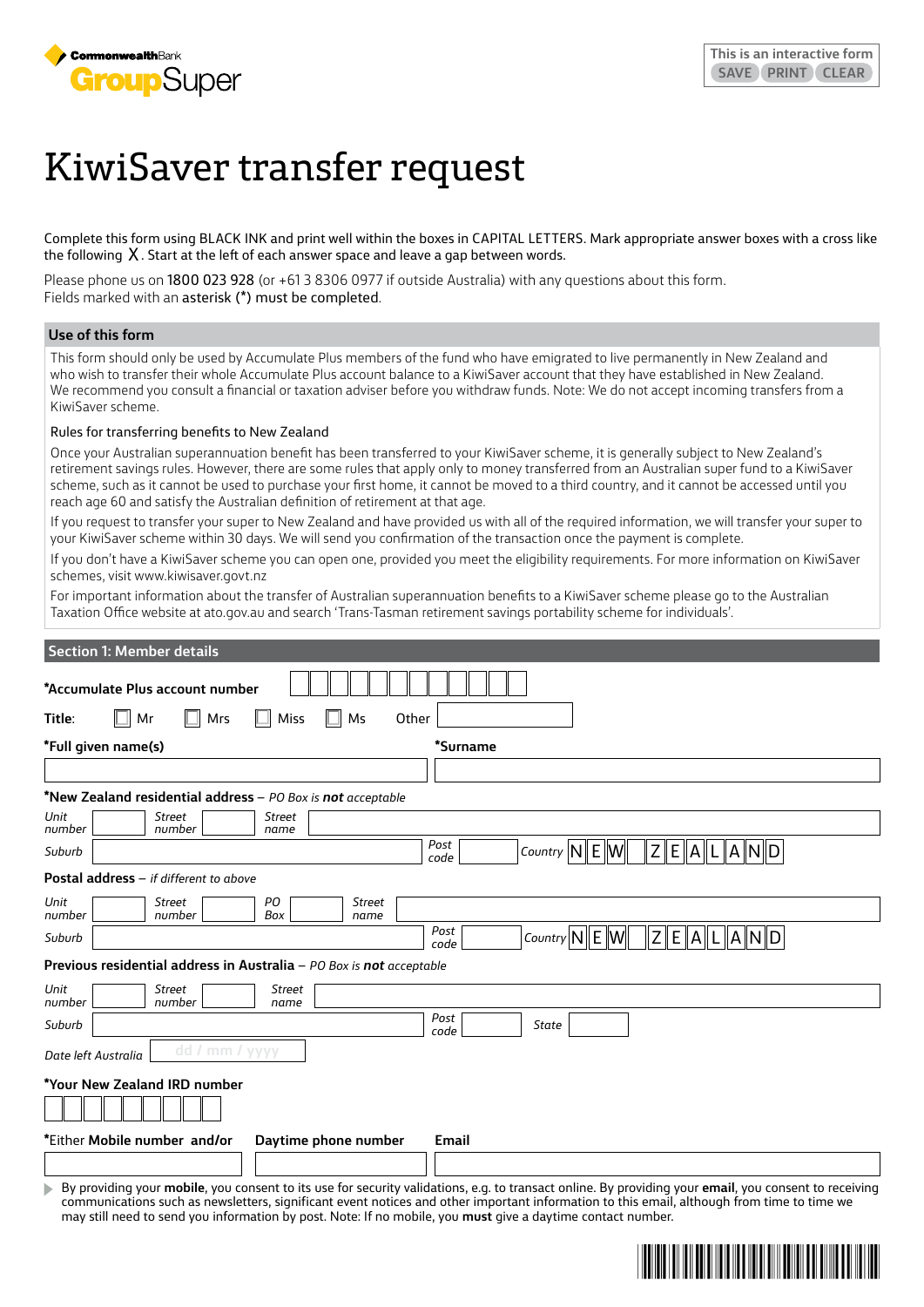CommonwealthBank GroupSuper

This is an interactive form SAVE PRINT CLEAR

# KiwiSaver transfer request

Complete this form using BLACK INK and print well within the boxes in CAPITAL LETTERS. Mark appropriate answer boxes with a cross like the following X. Start at the left of each answer space and leave a gap between words.

Please phone us on 1800 023 928 (or +61 3 8306 0977 if outside Australia) with any questions about this form.
Fields marked with an asterisk (*) must be completed.

## Use of this form

This form should only be used by Accumulate Plus members of the fund who have emigrated to live permanently in New Zealand and who wish to transfer their whole Accumulate Plus account balance to a KiwiSaver account that they have established in New Zealand. We recommend you consult a financial or taxation adviser before you withdraw funds. Note: We do not accept incoming transfers from a KiwiSaver scheme.

### Rules for transferring benefits to New Zealand

Once your Australian superannuation benefit has been transferred to your KiwiSaver scheme, it is generally subject to New Zealand's retirement savings rules. However, there are some rules that apply only to money transferred from an Australian super fund to a KiwiSaver scheme, such as it cannot be used to purchase your first home, it cannot be moved to a third country, and it cannot be accessed until you reach age 60 and satisfy the Australian definition of retirement at that age.

If you request to transfer your super to New Zealand and have provided us with all of the required information, we will transfer your super to your KiwiSaver scheme within 30 days. We will send you confirmation of the transaction once the payment is complete.

If you don't have a KiwiSaver scheme you can open one, provided you meet the eligibility requirements. For more information on KiwiSaver schemes, visit www.kiwisaver.govt.nz

For important information about the transfer of Australian superannuation benefits to a KiwiSaver scheme please go to the Australian Taxation Office website at ato.gov.au and search 'Trans-Tasman retirement savings portability scheme for individuals'.

## Section 1: Member details

***Accumulate Plus account number** ☐☐☐☐☐☐☐☐☐☐☐☐

**Title:** ☐ Mr ☐ Mrs ☐ Miss ☐ Ms Other ________

***Full given name(s)** ________ ***Surname** ________

***New Zealand residential address** – *PO Box is **not** acceptable*

*Unit number* ____ *Street number* ____ *Street name* ________

*Suburb* ________ *Post code* ____ *Country* NEW ZEALAND

**Postal address** – *if different to above*

*Unit number* ____ *Street number* ____ *PO Box* ____ *Street name* ________

*Suburb* ________ *Post code* ____ *Country* NEW ZEALAND

**Previous residential address in Australia** – *PO Box is **not** acceptable*

*Unit number* ____ *Street number* ____ *Street name* ________

*Suburb* ________ *Post code* ____ *State* ____

*Date left Australia* dd / mm / yyyy

***Your New Zealand IRD number** ☐☐☐☐☐☐☐☐☐

*Either **Mobile number and/or** **Daytime phone number** **Email**

By providing your **mobile**, you consent to its use for security validations, e.g. to transact online. By providing your **email**, you consent to receiving communications such as newsletters, significant event notices and other important information to this email, although from time to time we may still need to send you information by post. Note: If no mobile, you **must** give a daytime contact number.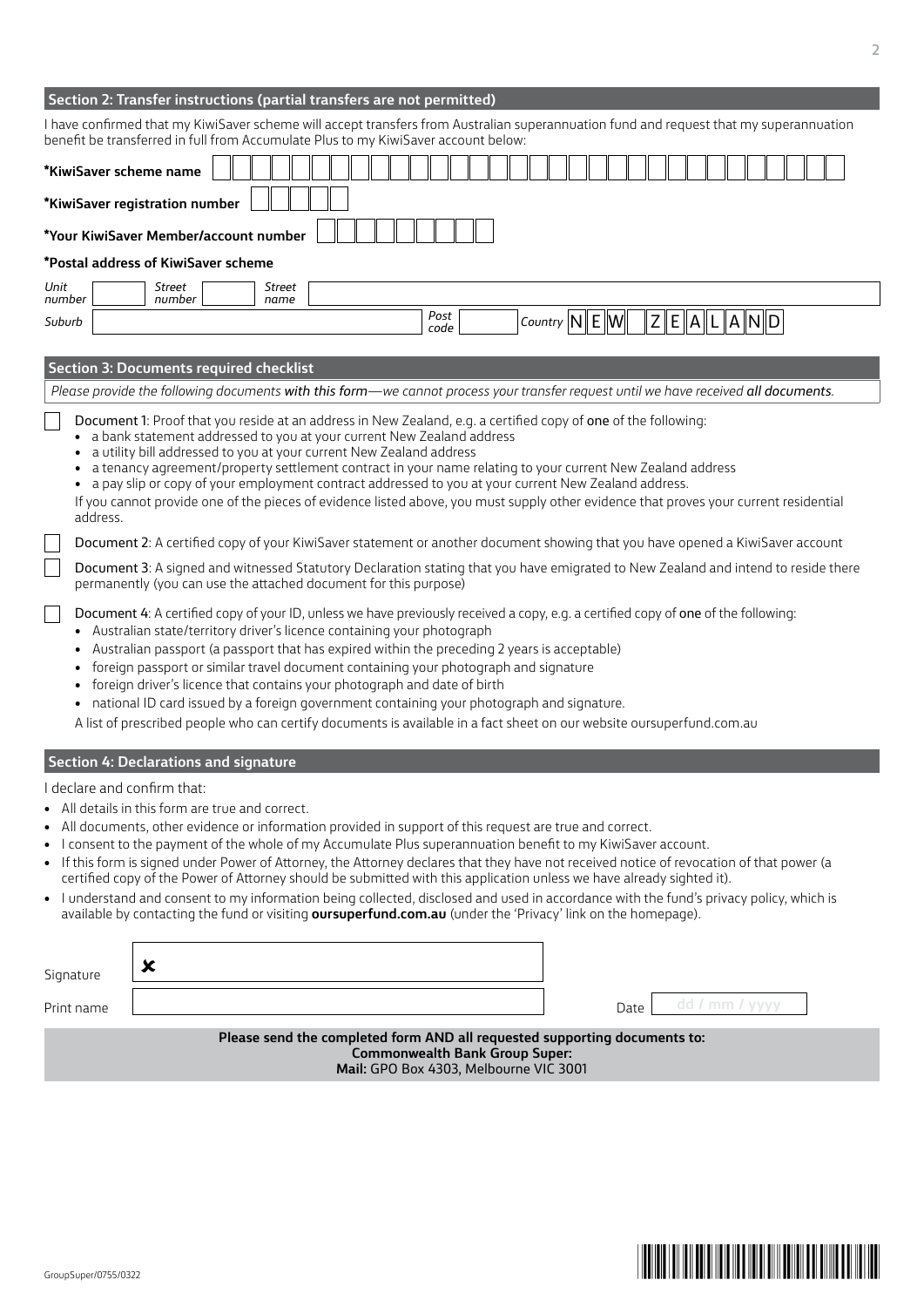## Section 2: Transfer instructions (partial transfers are not permitted)

I have confirmed that my KiwiSaver scheme will accept transfers from Australian superannuation fund and request that my superannuation benefit be transferred in full from Accumulate Plus to my KiwiSaver account below:

**\*KiwiSaver scheme name**

**\*KiwiSaver registration number**

**\*Your KiwiSaver Member/account number**

**\*Postal address of KiwiSaver scheme**

*Unit number* *Street number* *Street name*

*Suburb* *Post code* *Country* NEW ZEALAND

## Section 3: Documents required checklist

*Please provide the following documents **with this form**—we cannot process your transfer request until we have received **all documents**.*

☐ Document 1: Proof that you reside at an address in New Zealand, e.g. a certified copy of **one** of the following:

- a bank statement addressed to you at your current New Zealand address
- a utility bill addressed to you at your current New Zealand address
- a tenancy agreement/property settlement contract in your name relating to your current New Zealand address
- a pay slip or copy of your employment contract addressed to you at your current New Zealand address.

If you cannot provide one of the pieces of evidence listed above, you must supply other evidence that proves your current residential address.

☐ Document 2: A certified copy of your KiwiSaver statement or another document showing that you have opened a KiwiSaver account

☐ Document 3: A signed and witnessed Statutory Declaration stating that you have emigrated to New Zealand and intend to reside there permanently (you can use the attached document for this purpose)

☐ Document 4: A certified copy of your ID, unless we have previously received a copy, e.g. a certified copy of **one** of the following:

- Australian state/territory driver's licence containing your photograph
- Australian passport (a passport that has expired within the preceding 2 years is acceptable)
- foreign passport or similar travel document containing your photograph and signature
- foreign driver's licence that contains your photograph and date of birth
- national ID card issued by a foreign government containing your photograph and signature.

A list of prescribed people who can certify documents is available in a fact sheet on our website oursuperfund.com.au

## Section 4: Declarations and signature

I declare and confirm that:

- All details in this form are true and correct.
- All documents, other evidence or information provided in support of this request are true and correct.
- I consent to the payment of the whole of my Accumulate Plus superannuation benefit to my KiwiSaver account.
- If this form is signed under Power of Attorney, the Attorney declares that they have not received notice of revocation of that power (a certified copy of the Power of Attorney should be submitted with this application unless we have already sighted it).
- I understand and consent to my information being collected, disclosed and used in accordance with the fund's privacy policy, which is available by contacting the fund or visiting **oursuperfund.com.au** (under the 'Privacy' link on the homepage).

Signature ✘

Print name

Date dd / mm / yyyy

**Please send the completed form AND all requested supporting documents to:**
**Commonwealth Bank Group Super:**
**Mail:** GPO Box 4303, Melbourne VIC 3001

GroupSuper/0755/0322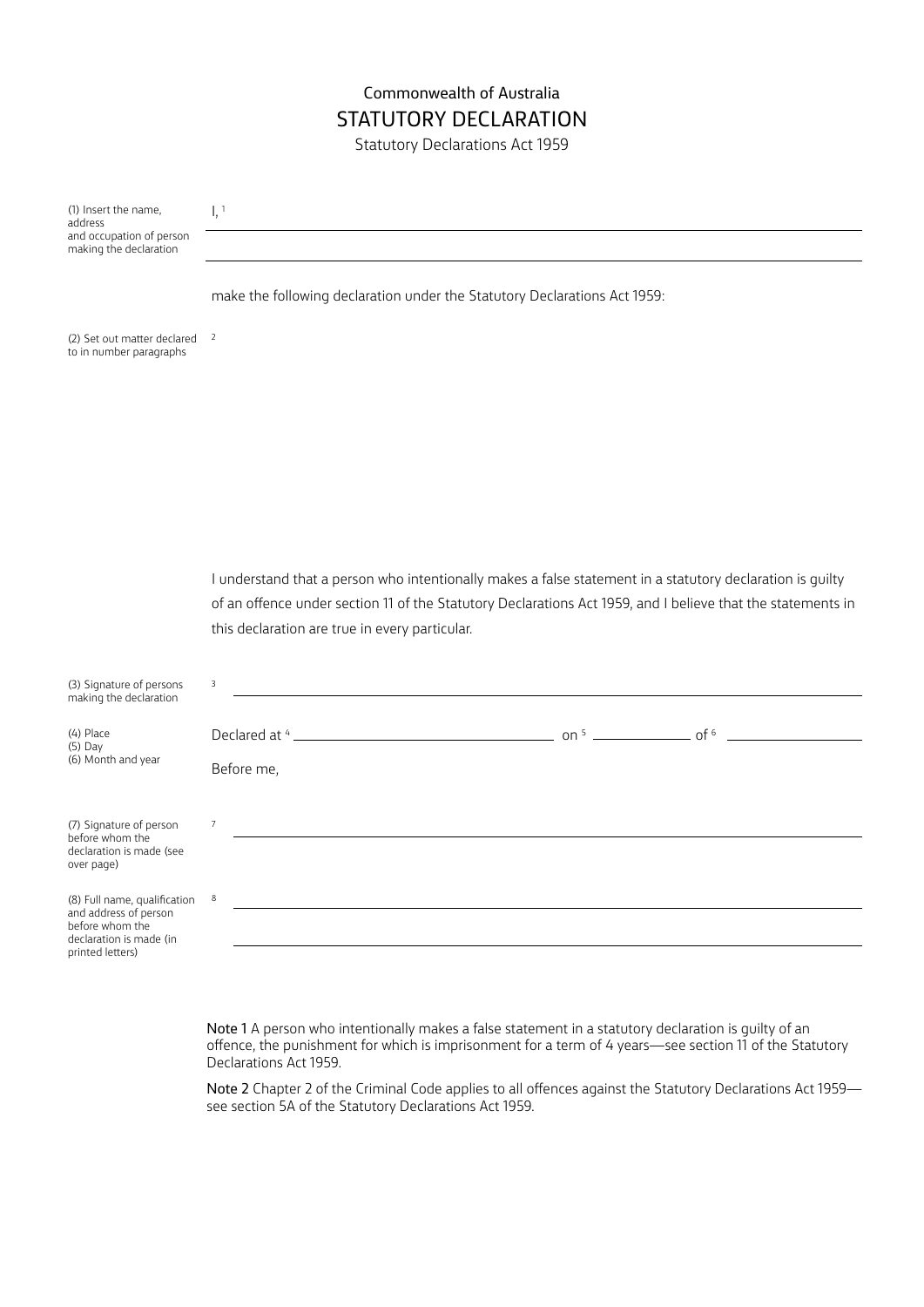Commonwealth of Australia

# STATUTORY DECLARATION

Statutory Declarations Act 1959

(1) Insert the name, address and occupation of person making the declaration

I, [1] ______________________________________________

______________________________________________

make the following declaration under the Statutory Declarations Act 1959:

(2) Set out matter declared to in number paragraphs

[2]

I understand that a person who intentionally makes a false statement in a statutory declaration is guilty of an offence under section 11 of the Statutory Declarations Act 1959, and I believe that the statements in this declaration are true in every particular.

(3) Signature of persons making the declaration

[3] ______________________________________________

(4) Place
(5) Day
(6) Month and year

Declared at [4] ____________________ on [5] __________ of [6] __________

Before me,

(7) Signature of person before whom the declaration is made (see over page)

[7] ______________________________________________

(8) Full name, qualification and address of person before whom the declaration is made (in printed letters)

[8] ______________________________________________

______________________________________________

**Note 1** A person who intentionally makes a false statement in a statutory declaration is guilty of an offence, the punishment for which is imprisonment for a term of 4 years—see section 11 of the Statutory Declarations Act 1959.

**Note 2** Chapter 2 of the Criminal Code applies to all offences against the Statutory Declarations Act 1959—see section 5A of the Statutory Declarations Act 1959.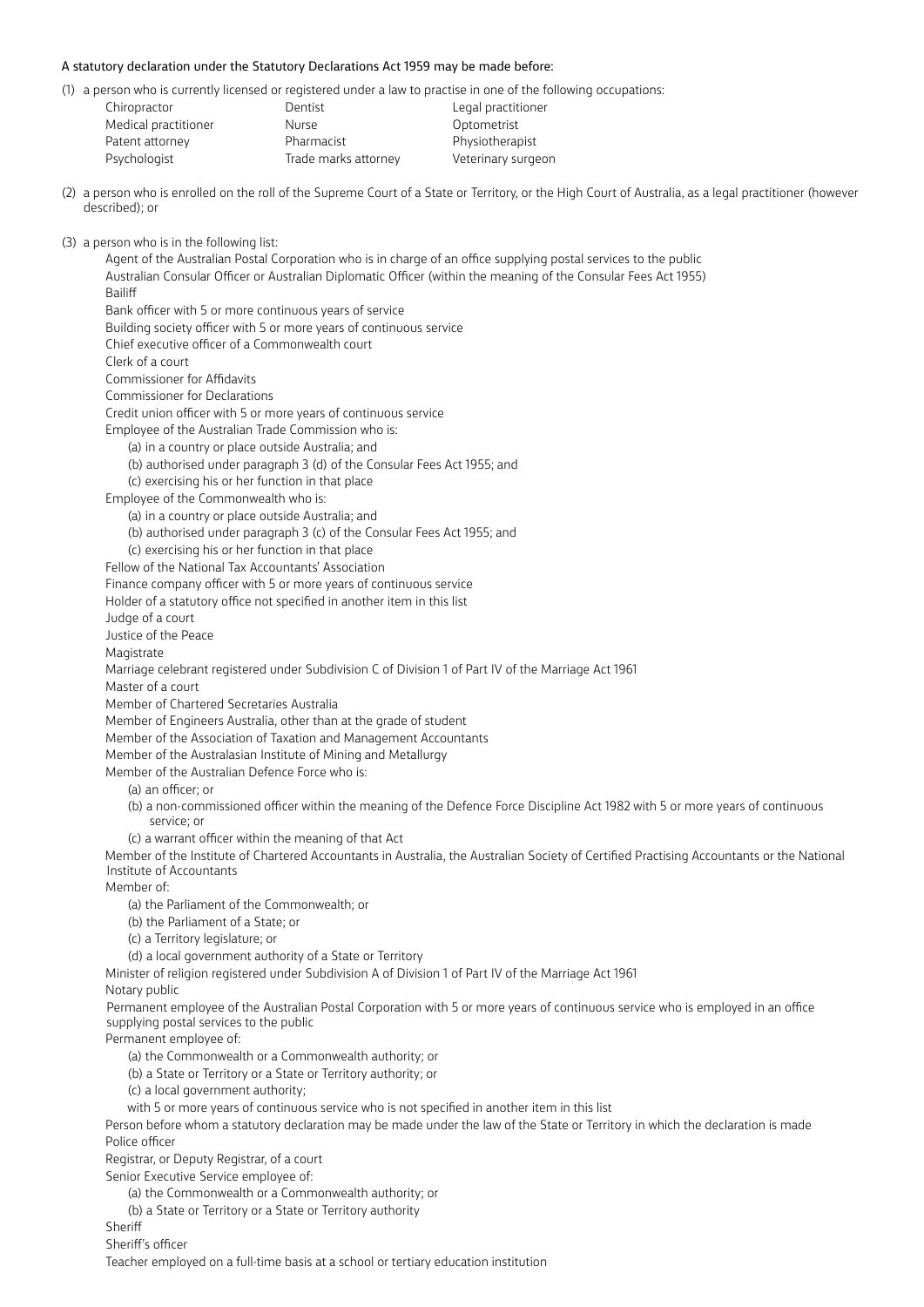A statutory declaration under the Statutory Declarations Act 1959 may be made before:

(1) a person who is currently licensed or registered under a law to practise in one of the following occupations:

| | | |
|---|---|---|
| Chiropractor | Dentist | Legal practitioner |
| Medical practitioner | Nurse | Optometrist |
| Patent attorney | Pharmacist | Physiotherapist |
| Psychologist | Trade marks attorney | Veterinary surgeon |

(2) a person who is enrolled on the roll of the Supreme Court of a State or Territory, or the High Court of Australia, as a legal practitioner (however described); or

(3) a person who is in the following list:

- Agent of the Australian Postal Corporation who is in charge of an office supplying postal services to the public
- Australian Consular Officer or Australian Diplomatic Officer (within the meaning of the Consular Fees Act 1955)
- Bailiff
- Bank officer with 5 or more continuous years of service
- Building society officer with 5 or more years of continuous service
- Chief executive officer of a Commonwealth court
- Clerk of a court
- Commissioner for Affidavits
- Commissioner for Declarations
- Credit union officer with 5 or more years of continuous service
- Employee of the Australian Trade Commission who is:
  - (a) in a country or place outside Australia; and
  - (b) authorised under paragraph 3 (d) of the Consular Fees Act 1955; and
  - (c) exercising his or her function in that place
- Employee of the Commonwealth who is:
  - (a) in a country or place outside Australia; and
  - (b) authorised under paragraph 3 (c) of the Consular Fees Act 1955; and
  - (c) exercising his or her function in that place
- Fellow of the National Tax Accountants' Association
- Finance company officer with 5 or more years of continuous service
- Holder of a statutory office not specified in another item in this list
- Judge of a court
- Justice of the Peace
- Magistrate
- Marriage celebrant registered under Subdivision C of Division 1 of Part IV of the Marriage Act 1961
- Master of a court
- Member of Chartered Secretaries Australia
- Member of Engineers Australia, other than at the grade of student
- Member of the Association of Taxation and Management Accountants
- Member of the Australasian Institute of Mining and Metallurgy
- Member of the Australian Defence Force who is:
  - (a) an officer; or
  - (b) a non-commissioned officer within the meaning of the Defence Force Discipline Act 1982 with 5 or more years of continuous service; or
  - (c) a warrant officer within the meaning of that Act
- Member of the Institute of Chartered Accountants in Australia, the Australian Society of Certified Practising Accountants or the National Institute of Accountants
- Member of:
  - (a) the Parliament of the Commonwealth; or
  - (b) the Parliament of a State; or
  - (c) a Territory legislature; or
  - (d) a local government authority of a State or Territory
- Minister of religion registered under Subdivision A of Division 1 of Part IV of the Marriage Act 1961
- Notary public
- Permanent employee of the Australian Postal Corporation with 5 or more years of continuous service who is employed in an office supplying postal services to the public
- Permanent employee of:
  - (a) the Commonwealth or a Commonwealth authority; or
  - (b) a State or Territory or a State or Territory authority; or
  - (c) a local government authority;
  
  with 5 or more years of continuous service who is not specified in another item in this list
- Person before whom a statutory declaration may be made under the law of the State or Territory in which the declaration is made
- Police officer
- Registrar, or Deputy Registrar, of a court
- Senior Executive Service employee of:
  - (a) the Commonwealth or a Commonwealth authority; or
  - (b) a State or Territory or a State or Territory authority
- Sheriff
- Sheriff's officer
- Teacher employed on a full-time basis at a school or tertiary education institution